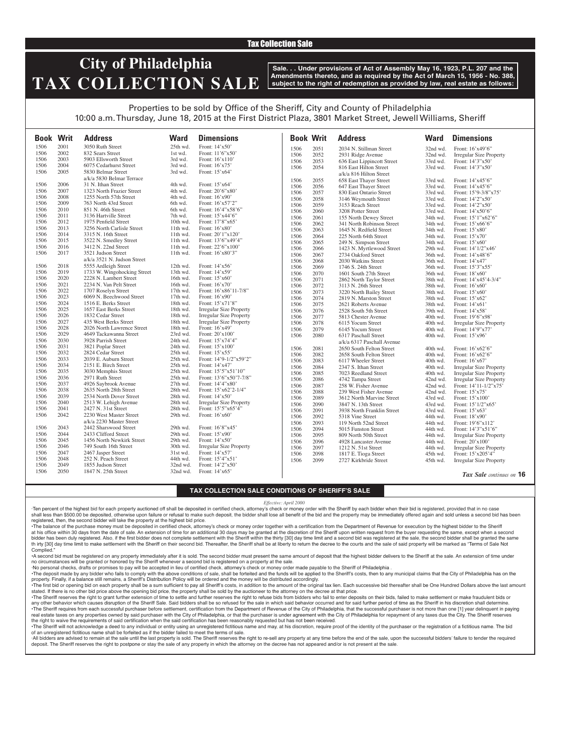Tax Collection Sale

# City of Philadelphia TAX COLLECTION SALE

**Sale. . . Under provisions of Act of Assembly May 16, 1923, P.L. 207 and the Amendments thereto, and as required by the Act of March 15, 1956 - No. 388, subject to the right of redemption as provided by law, real estate as follows:**

Properties to be sold by Office of the Sheriff, City and County of Philadelphia
10:00 a.m. Thursday, June 18, 2015 at the First District Plaza, 3801 Market Street, Jewell Williams, Sheriff

| Book | Writ | Address | Ward | Dimensions |
|---|---|---|---|---|
| 1506 | 2001 | 3050 Ruth Street | 25th wd. | Front: 14'x50' |
| 1506 | 2002 | 832 Sears Street | 1st wd. | Front: 11'6"x50' |
| 1506 | 2003 | 5903 Ellsworth Street | 3rd wd. | Front: 16'x110' |
| 1506 | 2004 | 6075 Cedarhurst Street | 3rd wd. | Front: 16'x75' |
| 1506 | 2005 | 5830 Belmar Street a/k/a 5830 Belmar Terrace | 3rd wd. | Front: 15'x64' |
| 1506 | 2006 | 31 N. Ithan Street | 4th wd. | Front: 15'x64' |
| 1506 | 2007 | 1323 North Frazier Street | 4th wd. | Front: 20'6"x80' |
| 1506 | 2008 | 1255 North 57th Street | 4th wd. | Front: 16'x90' |
| 1506 | 2009 | 763 North 43rd Street | 6th wd. | Front: 16'x57'2" |
| 1506 | 2010 | 851 N. 46th Street | 6th wd. | Front: 16'4"x58'6" |
| 1506 | 2011 | 3136 Hartville Street | 7th wd. | Front: 15'x44'6" |
| 1506 | 2012 | 1975 Penfield Street | 10th wd. | Front: 17'8"x65' |
| 1506 | 2013 | 3256 North Carlisle Street | 11th wd. | Front: 16'x80' |
| 1506 | 2014 | 3315 N. 16th Street | 11th wd. | Front: 20'1"x120' |
| 1506 | 2015 | 3522 N. Smedley Street | 11th wd. | Front: 13'6"x49'4" |
| 1506 | 2016 | 3412 N. 22nd Street | 11th wd. | Front: 22'6"x100' |
| 1506 | 2017 | 3521 Judson Street a/k/a 3521 N. Judson Street | 11th wd. | Front: 16'x80'3" |
| 1506 | 2018 | 5555 Ardleigh Street | 12th wd. | Front: 14'x56' |
| 1506 | 2019 | 1733 W. Wingohocking Street | 13th wd. | Front: 14'x59' |
| 1506 | 2020 | 2228 N. Lambert Street | 16th wd. | Front: 15'x60' |
| 1506 | 2021 | 2234 N. Van Pelt Street | 16th wd. | Front: 16'x70' |
| 1506 | 2022 | 1707 Roselyn Street | 17th wd. | Front: 16'x86'11-7/8" |
| 1506 | 2023 | 6069 N. Beechwood Street | 17th wd. | Front: 16'x90' |
| 1506 | 2024 | 1516 E. Berks Street | 18th wd. | Front: 15'x71'8" |
| 1506 | 2025 | 1657 East Berks Street | 18th wd. | Irregular Size Property |
| 1506 | 2026 | 1832 Cedar Street | 18th wd. | Irregular Size Property |
| 1506 | 2027 | 435 West Berks Street | 18th wd. | Irregular Size Property |
| 1506 | 2028 | 2026 North Lawrence Street | 18th wd. | Front: 16'x49' |
| 1506 | 2029 | 4649 Tackawanna Street | 23rd wd. | Front: 20'x100' |
| 1506 | 2030 | 3928 Parrish Street | 24th wd. | Front: 15'x74'4" |
| 1506 | 2031 | 3821 Poplar Street | 24th wd. | Front: 15'x100' |
| 1506 | 2032 | 2824 Cedar Street | 25th wd. | Front: 15'x55' |
| 1506 | 2033 | 2039 E. Auburn Street | 25th wd. | Front: 14'9-1/2"x59'2" |
| 1506 | 2034 | 2151 E. Birch Street | 25th wd. | Front: 14'x47' |
| 1506 | 2035 | 3030 Memphis Street | 25th wd. | Front: 15'5"x51'10" |
| 1506 | 2036 | 2971 Ruth Street | 25th wd. | Front: 13'6"x50'7-7/8" |
| 1506 | 2037 | 4926 Saybrook Avenue | 27th wd. | Front: 14'4"x80' |
| 1506 | 2038 | 2635 North 28th Street | 28th wd. | Front: 15'x62'2-1/4" |
| 1506 | 2039 | 2534 North Dover Street | 28th wd. | Front: 14'x50' |
| 1506 | 2040 | 2513 W. Lehigh Avenue | 28th wd. | Irregular Size Property |
| 1506 | 2041 | 2427 N. 31st Street | 28th wd. | Front: 15'5"x65'4" |
| 1506 | 2042 | 2230 West Master Street a/k/a 2230 Master Street | 29th wd. | Front: 16'x60' |
| 1506 | 2043 | 2442 Sharswood Street | 29th wd. | Front: 16'8"x45' |
| 1506 | 2044 | 2433 Clifford Street | 29th wd. | Front: 15'x90' |
| 1506 | 2045 | 1456 North Newkirk Street | 29th wd. | Front: 14'x50' |
| 1506 | 2046 | 749 South 16th Street | 30th wd. | Irregular Size Property |
| 1506 | 2047 | 2467 Jasper Street | 31st wd. | Front: 14'x57' |
| 1506 | 2048 | 252 N. Peach Street | 44th wd. | Front: 15'4"x51' |
| 1506 | 2049 | 1855 Judson Street | 32nd wd. | Front: 14'2"x50' |
| 1506 | 2050 | 1847 N. 25th Street | 32nd wd. | Front: 14'x65' |
| 1506 | 2051 | 2034 N. Stillman Street | 32nd wd. | Front: 16'x49'6" |
| 1506 | 2052 | 2931 Ridge Avenue | 32nd wd. | Irregular Size Property |
| 1506 | 2053 | 636 East Lippincott Street | 33rd wd. | Front: 14'3"x50' |
| 1506 | 2054 | 816 East Hilton Street a/k/a 816 Hilton Street | 33rd wd. | Front: 14'3"x50' |
| 1506 | 2055 | 658 East Thayer Street | 33rd wd. | Front: 14'x45'6" |
| 1506 | 2056 | 647 East Thayer Street | 33rd wd. | Front: 14'x45'6" |
| 1506 | 2057 | 830 East Ontario Street | 33rd wd. | Front: 15'9-3/8"x75' |
| 1506 | 2058 | 3146 Weymouth Street | 33rd wd. | Front: 14'2"x50' |
| 1506 | 2059 | 3153 Reach Street | 33rd wd. | Front: 14'2"x50' |
| 1506 | 2060 | 3208 Potter Street | 33rd wd. | Front: 14'x50'6" |
| 1506 | 2061 | 155 North Dewey Street | 34th wd. | Front: 15'1"x62'6" |
| 1506 | 2062 | 341 North Robinson Street | 34th wd. | Front: 15'x66'6" |
| 1506 | 2063 | 1645 N. Redfield Street | 34th wd. | Front: 15'x80' |
| 1506 | 2064 | 225 North 64th Street | 34th wd. | Front: 15'x70' |
| 1506 | 2065 | 249 N. Simpson Street | 34th wd. | Front: 15'x60' |
| 1506 | 2066 | 1423 N. Myrtlewood Street | 29th wd. | Front: 14'1/2"x46' |
| 1506 | 2067 | 2734 Oakford Street | 36th wd. | Front: 14'x48'6" |
| 1506 | 2068 | 2030 Watkins Street | 36th wd. | Front: 14'x47' |
| 1506 | 2069 | 1746 S. 24th Street | 36th wd. | Front: 15'3"x55' |
| 1506 | 2070 | 1601 South 27th Street | 36th wd. | Front: 18'x60' |
| 1506 | 2071 | 2862 North Taylor Street | 38th wd. | Front: 14'x45'4-3/4" |
| 1506 | 2072 | 3113 N. 26th Street | 38th wd. | Front: 16'x60' |
| 1506 | 2073 | 3220 North Bailey Street | 38th wd. | Front: 15'x60' |
| 1506 | 2074 | 2819 N. Marston Street | 38th wd. | Front: 15'x62' |
| 1506 | 2075 | 2621 Roberts Avenue | 38th wd. | Front: 14'x61' |
| 1506 | 2076 | 2528 South 5th Street | 39th wd. | Front: 14'x58' |
| 1506 | 2077 | 5813 Chester Avenue | 40th wd. | Front: 19'6"x98' |
| 1506 | 2078 | 6115 Yocum Street | 40th wd. | Irregular Size Property |
| 1506 | 2079 | 6145 Yocum Street | 40th wd. | Front: 14'9"x77' |
| 1506 | 2080 | 6317 Paschall Street a/k/a 6317 Paschall Avenue | 40th wd. | Front: 15'x96' |
| 1506 | 2081 | 2650 South Felton Street | 40th wd. | Front: 16'x62'6" |
| 1506 | 2082 | 2658 South Felton Street | 40th wd. | Front: 16'x62'6" |
| 1506 | 2083 | 6117 Wheeler Street | 40th wd. | Front: 16'x67' |
| 1506 | 2084 | 2347 S. Ithan Street | 40th wd. | Irregular Size Property |
| 1506 | 2085 | 7023 Reedland Street | 40th wd. | Irregular Size Property |
| 1506 | 2086 | 4742 Tampa Street | 42nd wd. | Irregular Size Property |
| 1506 | 2087 | 258 W. Fisher Avenue | 42nd wd. | Front: 14'11-1/2"x75' |
| 1506 | 2088 | 239 West Fisher Avenue | 42nd wd. | Front: 15'x75' |
| 1506 | 2089 | 3612 North Marvine Street | 43rd wd. | Front: 15'x100' |
| 1506 | 2090 | 3847 N. 13th Street | 43rd wd. | Front: 15'1/2"x65' |
| 1506 | 2091 | 3938 North Franklin Street | 43rd wd. | Front: 15'x63' |
| 1506 | 2092 | 5318 Vine Street | 44th wd. | Front: 18'x90' |
| 1506 | 2093 | 119 North 52nd Street | 44th wd. | Front: 19'6"x112' |
| 1506 | 2094 | 5015 Funston Street | 44th wd. | Front: 14'3"x51'6" |
| 1506 | 2095 | 809 North 50th Street | 44th wd. | Irregular Size Property |
| 1506 | 2096 | 4928 Lancaster Avenue | 44th wd. | Front: 20'x100' |
| 1506 | 2097 | 1212 N. 51st Street | 44th wd. | Irregular Size Property |
| 1506 | 2098 | 1817 E. Tioga Street | 45th wd. | Front: 15'x205'4" |
| 1506 | 2099 | 2727 Kirkbride Street | 45th wd. | Irregular Size Property |

*Tax Sale continues on* **16**

## TAX COLLECTION SALE CONDITIONS OF SHERIFF'S SALE

*Effective: April 2000*

·Ten percent of the highest bid for each property auctioned off shall be deposited in certified check, attorney's check or money order with the Sheriff by each bidder when their bid is registered, provided that in no case shall less than $500.00 be deposited, otherwise upon failure or refusal to make such deposit, the bidder shall lose all benefit of the bid and the property may be immediately offered again and sold unless a second bid has been registered, then, the second bidder will take the property at the highest bid price.

•The balance of the purchase money must be deposited in certified check, attorney's check or money order together with a certification from the Department of Revenue for execution by the highest bidder to the Sheriff at his office within 30 days from the date of sale. An extension of time for an additional 30 days may be granted at the discretion of the Sheriff upon written request from the buyer requesting the same, except when a second bidder has been duly registered. Also, if the first bidder does not complete settlement with the Sheriff within the thirty [30] day time limit and a second bid was registered at the sale, the second bidder shall be granted the same th irty [30] day time limit to make settlement with the Sheriff on their second bid. Thereafter, the Sheriff shall be at liberty to return the decree to the courts and the sale of said property will be marked as "Terms of Sale Not Complied."

•A second bid must be registered on any property immediately after it is sold. The second bidder must present the same amount of deposit that the highest bidder delivers to the Sheriff at the sale. An extension of time under no circumstances will be granted or honored by the Sheriff whenever a second bid is registered on a property at the sale.

·No personal checks, drafts or promises to pay will be accepted in lieu of certified check, attorney's check or money order made payable to the Sheriff of Philadelphia .

•The deposit made by any bidder who fails to comply with the above conditions of sale, shall be forteited and the funds will be applied to the Sheriff's costs, then to any municipal claims that the City of Philadelphia has on the property. Finally, if a balance still remains, a Sheriff's Distribution Policy will be ordered and the money will be distributed accordingly.

•The first bid or opening bid on each property shall be a sum sufficient to pay all Sheriff's costs, in addition to the amount of the original tax lien. Each successive bid thereafter shall be One Hundred Dollars above the last amount stated. If there is no other bid price above the opening bid price, the property shall be sold by the auctioneer to the attorney on the decree at that price.

•The Sheriff reserves the right to grant further extension of time to settle and further reserves the right to refuse bids from bidders who fail to enter deposits on their bids, failed to make settlement or make fraudulent bids or any other behavior which causes disruption of the Sheriff Sale. Said bidders shall be so refused for the sale in which said behavior occurred and for said further period of time as the Sheriff in his discretion shall determine.

•The Sheriff requires from each successful purchaser before settlement, certification from the Department of Revenue of the City of Philadelphia, that the successful purchaser is not more than one [1] year delinquent in paying real estate taxes on any properties owned by said purchaser with the City of Philadelphia, or that the purchaser is under agreement with the City of Philadelphia for repayment of any taxes due the City. The Sheriff reserves the right to waive the requirements of said certification when the said certification has been reasonably requested but has not been received.

•The Sheriff will not acknowledge a deed to any individual or entity using an unregistered fictitious name and may, at his discretion, require proof of the identity of the purchaser or the registration of a fictitious name. The bid of an unregistered fictitious name shall be forfeited as if the bidder failed to meet the terms of sale.

·All bidders are advised to remain at the sale until the last property is sold. The Sheriff reserves the right to re-sell any property at any time before the end of the sale, upon the successful bidders' failure to tender the required deposit. The Sheriff reserves the right to postpone or stay the sale of any property in which the attorney on the decree has not appeared and/or is not present at the sale.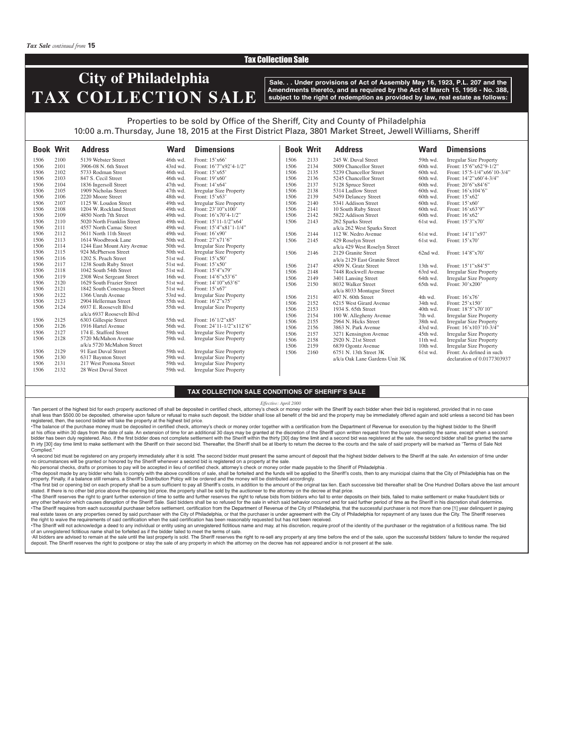*Tax Sale continued from* **15**

Tax Collection Sale

# City of Philadelphia
# TAX COLLECTION SALE

**Sale. . . Under provisions of Act of Assembly May 16, 1923, P.L. 207 and the Amendments thereto, and as required by the Act of March 15, 1956 - No. 388, subject to the right of redemption as provided by law, real estate as follows:**

Properties to be sold by Office of the Sheriff, City and County of Philadelphia
10:00 a.m. Thursday, June 18, 2015 at the First District Plaza, 3801 Market Street, Jewell Williams, Sheriff

| Book | Writ | Address | Ward | Dimensions |
|---|---|---|---|---|
| 1506 | 2100 | 5139 Webster Street | 46th wd. | Front: 15'x66' |
| 1506 | 2101 | 3906-08 N. 6th Street | 43rd wd. | Front: 16'7"x92'4-1/2" |
| 1506 | 2102 | 5733 Rodman Street | 46th wd. | Front: 15'x65' |
| 1506 | 2103 | 847 S. Cecil Street | 46th wd. | Front: 19'x60' |
| 1506 | 2104 | 1836 Ingersoll Street | 47th wd. | Front: 14'x64' |
| 1506 | 2105 | 1909 Nicholas Street | 47th wd. | Irregular Size Property |
| 1506 | 2106 | 2220 Moore Street | 48th wd. | Front: 15'x63' |
| 1506 | 2107 | 1125 W. Loudon Street | 49th wd. | Irregular Size Property |
| 1506 | 2108 | 1204 W. Rockland Street | 49th wd. | Front: 23'10"x100' |
| 1506 | 2109 | 4850 North 7th Street | 49th wd. | Front: 16'x70'4-1/2" |
| 1506 | 2110 | 5020 North Franklin Street | 49th wd. | Front: 15'11-1/2"x64' |
| 1506 | 2111 | 4557 North Camac Street | 49th wd. | Front: 15'4"x81'1-1/4" |
| 1506 | 2112 | 5611 North 11th Street | 49th wd. | Front: 16'x90' |
| 1506 | 2113 | 1614 Woodbrook Lane | 50th wd. | Front: 27'x71'6" |
| 1506 | 2114 | 1244 East Mount Airy Avenue | 50th wd. | Irregular Size Property |
| 1506 | 2115 | 924 McPherson Street | 50th wd. | Irregular Size Property |
| 1506 | 2116 | 1202 S. Peach Street | 51st wd. | Front: 15'x50' |
| 1506 | 2117 | 1238 South Ruby Street | 51st wd. | Front: 15'x50' |
| 1506 | 2118 | 1042 South 54th Street | 51st wd. | Front: 15'4"x79' |
| 1506 | 2119 | 2308 West Sergeant Street | 16th wd. | Front: 14'6"x53'6" |
| 1506 | 2120 | 1629 South Frazier Street | 51st wd. | Front: 14'10"x63'6" |
| 1506 | 2121 | 1842 South Conestoga Street | 51st wd. | Front: 15'x67' |
| 1506 | 2122 | 1366 Unruh Avenue | 53rd wd. | Irregular Size Property |
| 1506 | 2123 | 2904 Hellerman Street | 55th wd. | Front: 16'2"x75' |
| 1506 | 2124 | 6937 E. Roosevelt Blvd a/k/a 6937 Roosevelt Blvd | 55th wd. | Irregular Size Property |
| 1506 | 2125 | 6303 Gillespie Street | 55th wd. | Front: 16'1/2"x85' |
| 1506 | 2126 | 1916 Hartel Avenue | 56th wd. | Front: 24'11-1/2"x112'6" |
| 1506 | 2127 | 174 E. Stafford Street | 59th wd. | Irregular Size Property |
| 1506 | 2128 | 5720 McMahon Avenue a/k/a 5720 McMahon Street | 59th wd. | Irregular Size Property |
| 1506 | 2129 | 91 East Duval Street | 59th wd. | Irregular Size Property |
| 1506 | 2130 | 6317 Baynton Street | 59th wd. | Irregular Size Property |
| 1506 | 2131 | 217 West Pomona Street | 59th wd. | Irregular Size Property |
| 1506 | 2132 | 28 West Duval Street | 59th wd. | Irregular Size Property |
| 1506 | 2133 | 245 W. Duval Street | 59th wd. | Irregular Size Property |
| 1506 | 2134 | 5009 Chancellor Street | 60th wd. | Front: 15'6"x62'9-1/2" |
| 1506 | 2135 | 5239 Chancellor Street | 60th wd. | Front: 15'5-1/4"x66'10-3/4" |
| 1506 | 2136 | 5245 Chancellor Street | 60th wd. | Front: 14'2"x60'4-3/4" |
| 1506 | 2137 | 5128 Spruce Street | 60th wd. | Front: 20'6"x84'6" |
| 1506 | 2138 | 5314 Ludlow Street | 60th wd. | Front: 16'x104'6" |
| 1506 | 2139 | 5459 Delancey Street | 60th wd. | Front: 15'x62' |
| 1506 | 2140 | 5341 Addison Street | 60th wd. | Front: 15'x60' |
| 1506 | 2141 | 10 South Ruby Street | 60th wd. | Front: 16'x63'9" |
| 1506 | 2142 | 5822 Addison Street | 60th wd. | Front: 16'x62' |
| 1506 | 2143 | 262 Sparks Street a/k/a 262 West Sparks Street | 61st wd. | Front: 15'3"x70' |
| 1506 | 2144 | 112 W. Nedro Avenue | 61st wd. | Front: 14'11"x97' |
| 1506 | 2145 | 429 Roselyn Street a/k/a 429 West Roselyn Street | 61st wd. | Front: 15'x70' |
| 1506 | 2146 | 2129 Granite Street a/k/a 2129 East Granite Street | 62nd wd. | Front: 14'8"x70' |
| 1506 | 2147 | 4509 N. Gratz Street | 13th wd. | Front: 15'1"x84'5" |
| 1506 | 2148 | 7448 Rockwell Avenue | 63rd wd. | Irregular Size Property |
| 1506 | 2149 | 3401 Lansing Street | 64th wd. | Irregular Size Property |
| 1506 | 2150 | 8032 Walker Street a/k/a 8033 Montague Street | 65th wd. | Front: 30'x200' |
| 1506 | 2151 | 407 N. 60th Street | 4th wd. | Front: 16'x76' |
| 1506 | 2152 | 6215 West Girard Avenue | 34th wd. | Front: 25'x150' |
| 1506 | 2153 | 1934 S. 65th Street | 40th wd. | Front: 18'5"x70'10" |
| 1506 | 2154 | 100 W. Allegheny Avenue | 7th wd. | Irregular Size Property |
| 1506 | 2155 | 2964 N. Hicks Street | 38th wd. | Irregular Size Property |
| 1506 | 2156 | 3863 N. Park Avenue | 43rd wd. | Front: 16'x103'10-3/4" |
| 1506 | 2157 | 3271 Kensington Avenue | 45th wd. | Irregular Size Property |
| 1506 | 2158 | 2920 N. 21st Street | 11th wd. | Irregular Size Property |
| 1506 | 2159 | 6839 Ogontz Avenue | 10th wd. | Irregular Size Property |
| 1506 | 2160 | 6751 N. 13th Street 3K a/k/a Oak Lane Gardens Unit 3K | 61st wd. | Front: As defined in such declaration of 0.0177303937 |

## TAX COLLECTION SALE CONDITIONS OF SHERIFF'S SALE

*Effective: April 2000*

·Ten percent of the highest bid for each property auctioned off shall be deposited in certified check, attorney's check or money order with the Sheriff by each bidder when their bid is registered, provided that in no case shall less than $500.00 be deposited, otherwise upon failure or refusal to make such deposit, the bidder shall lose all benefit of the bid and the property may be immediately offered again and sold unless a second bid has been registered, then, the second bidder will take the property at the highest bid price.

•The balance of the purchase money must be deposited in certified check, attorney's check or money order together with a certification from the Department of Revenue for execution by the highest bidder to the Sheriff at his office within 30 days from the date of sale. An extension of time for an additional 30 days may be granted at the discretion of the Sheriff upon written request from the buyer requesting the same, except when a second bidder has been duly registered. Also, if the first bidder does not complete settlement with the Sheriff within the thirty [30] day time limit and a second bid was registered at the sale, the second bidder shall be granted the same th irty [30] day time limit to make settlement with the Sheriff on their second bid. Thereafter, the Sheriff shall be at liberty to return the decree to the courts and the sale of said property will be marked as "Terms of Sale Not Complied."

•A second bid must be registered on any property immediately after it is sold. The second bidder must present the same amount of deposit that the highest bidder delivers to the Sheriff at the sale. An extension of time under no circumstances will be granted or honored by the Sheriff whenever a second bid is registered on a property at the sale.

·No personal checks, drafts or promises to pay will be accepted in lieu of certified check, attorney's check or money order made payable to the Sheriff of Philadelphia .

•The deposit made by any bidder who fails to comply with the above conditions of sale, shall be forteited and the funds will be applied to the Sheriff's costs, then to any municipal claims that the City of Philadelphia has on the property. Finally, if a balance still remains, a Sheriff's Distribution Policy will be ordered and the money will be distributed accordingly.

•The first bid or opening bid on each property shall be a sum sufficient to pay all Sheriff's costs, in addition to the amount of the original tax lien. Each successive bid thereafter shall be One Hundred Dollars above the last amount stated. If there is no other bid price above the opening bid price, the property shall be sold by the auctioneer to the attorney on the decree at that price.

•The Sheriff reserves the right to grant further extension of time to settle and further reserves the right to refuse bids from bidders who fail to enter deposits on their bids, failed to make settlement or make fraudulent bids or any other behavior which causes disruption of the Sheriff Sale. Said bidders shall be so refused for the sale in which said behavior occurred and for said further period of time as the Sheriff in his discretion shall determine.

•The Sheriff requires from each successful purchaser before settlement, certification from the Department of Revenue of the City of Philadelphia, that the successful purchaser is not more than one [1] year delinquent in paying real estate taxes on any properties owned by said purchaser with the City of Philadelphia, or that the purchaser is under agreement with the City of Philadelphia for repayment of any taxes due the City. The Sheriff reserves the right to waive the requirements of said certification when the said certification has been reasonably requested but has not been received.

•The Sheriff will not acknowledge a deed to any individual or entity using an unregistered fictitious name and may, at his discretion, require proof of the identity of the purchaser or the registration of a fictitious name. The bid of an unregistered fictitious name shall be forfeited as if the bidder failed to meet the terms of sale.

·All bidders are advised to remain at the sale until the last property is sold. The Sheriff reserves the right to re-sell any property at any time before the end of the sale, upon the successful bidders' failure to tender the required deposit. The Sheriff reserves the right to postpone or stay the sale of any property in which the attorney on the decree has not appeared and/or is not present at the sale.